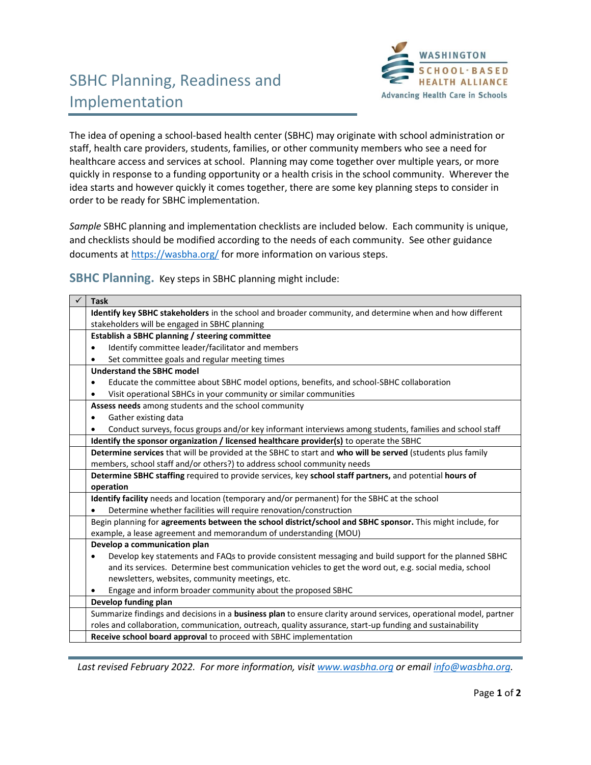# SBHC Planning, Readiness and Implementation

The idea of opening a school-based health center (SBHC) may originate with school administration or staff, health care providers, students, families, or other community members who see a need for healthcare access and services at school. Planning may come together over multiple years, or more quickly in response to a funding opportunity or a health crisis in the school community. Wherever the idea starts and however quickly it comes together, there are some key planning steps to consider in order to be ready for SBHC implementation.

*Sample* SBHC planning and implementation checklists are included below. Each community is unique, and checklists should be modified according to the needs of each community. See other guidance documents at https://wasbha.org/ for more information on various steps.

## SBHC Planning. Key steps in SBHC planning might include:

| ✓ | Task |
|---|---|
| | **Identify key SBHC stakeholders** in the school and broader community, and determine when and how different stakeholders will be engaged in SBHC planning |
| | **Establish a SBHC planning / steering committee**<br>• Identify committee leader/facilitator and members<br>• Set committee goals and regular meeting times |
| | **Understand the SBHC model**<br>• Educate the committee about SBHC model options, benefits, and school-SBHC collaboration<br>• Visit operational SBHCs in your community or similar communities |
| | **Assess needs** among students and the school community<br>• Gather existing data<br>• Conduct surveys, focus groups and/or key informant interviews among students, families and school staff |
| | **Identify the sponsor organization / licensed healthcare provider(s)** to operate the SBHC |
| | **Determine services** that will be provided at the SBHC to start and **who will be served** (students plus family members, school staff and/or others?) to address school community needs |
| | **Determine SBHC staffing** required to provide services, key **school staff partners,** and potential **hours of operation** |
| | **Identify facility** needs and location (temporary and/or permanent) for the SBHC at the school<br>• Determine whether facilities will require renovation/construction |
| | Begin planning for **agreements between the school district/school and SBHC sponsor.** This might include, for example, a lease agreement and memorandum of understanding (MOU) |
| | **Develop a communication plan**<br>• Develop key statements and FAQs to provide consistent messaging and build support for the planned SBHC and its services. Determine best communication vehicles to get the word out, e.g. social media, school newsletters, websites, community meetings, etc.<br>• Engage and inform broader community about the proposed SBHC |
| | **Develop funding plan** |
| | Summarize findings and decisions in a **business plan** to ensure clarity around services, operational model, partner roles and collaboration, communication, outreach, quality assurance, start-up funding and sustainability |
| | **Receive school board approval** to proceed with SBHC implementation |

*Last revised February 2022. For more information, visit www.wasbha.org or email info@wasbha.org.*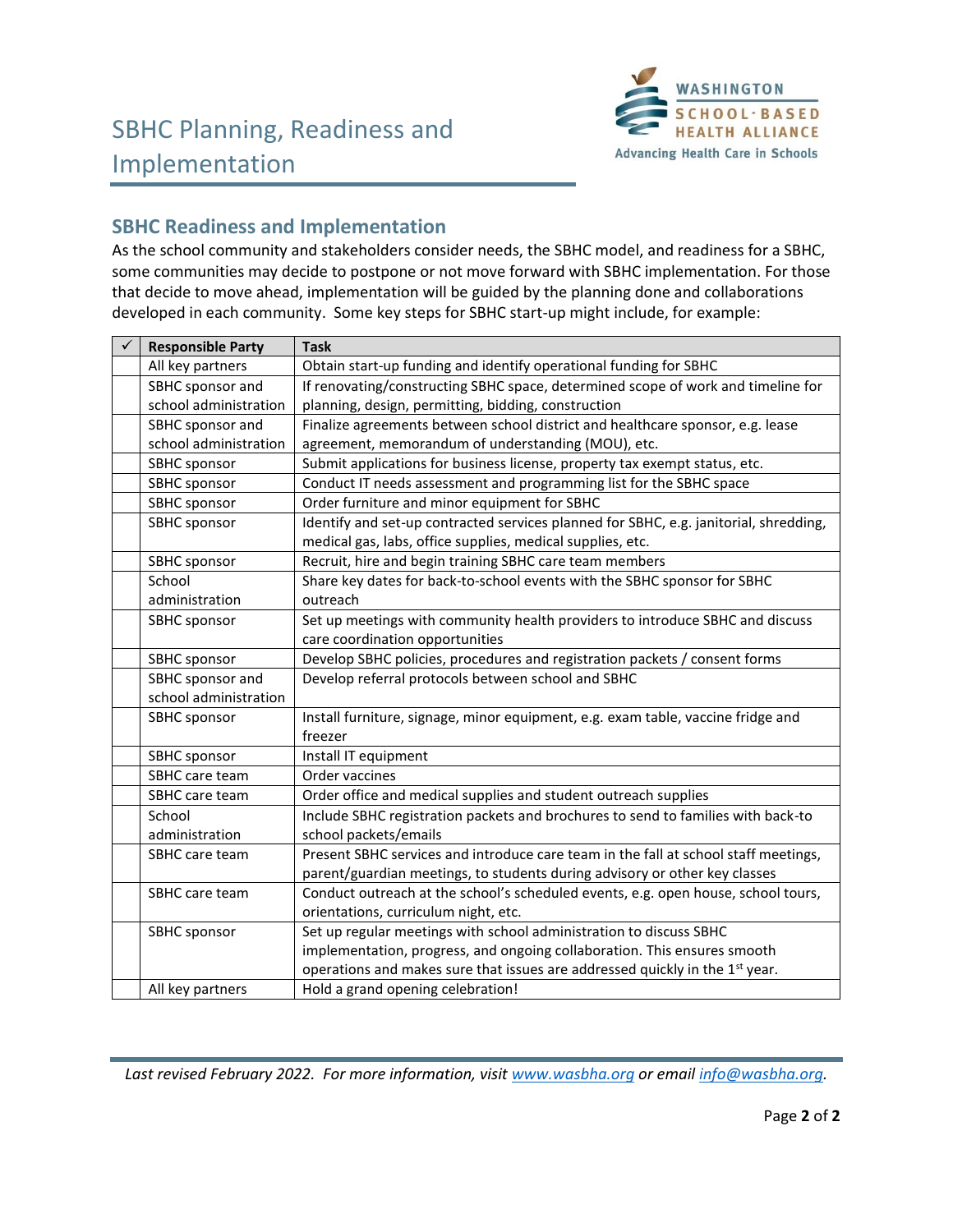# SBHC Planning, Readiness and Implementation

## SBHC Readiness and Implementation

As the school community and stakeholders consider needs, the SBHC model, and readiness for a SBHC, some communities may decide to postpone or not move forward with SBHC implementation. For those that decide to move ahead, implementation will be guided by the planning done and collaborations developed in each community. Some key steps for SBHC start-up might include, for example:

| ✓ | Responsible Party | Task |
|---|---|---|
| | All key partners | Obtain start-up funding and identify operational funding for SBHC |
| | SBHC sponsor and school administration | If renovating/constructing SBHC space, determined scope of work and timeline for planning, design, permitting, bidding, construction |
| | SBHC sponsor and school administration | Finalize agreements between school district and healthcare sponsor, e.g. lease agreement, memorandum of understanding (MOU), etc. |
| | SBHC sponsor | Submit applications for business license, property tax exempt status, etc. |
| | SBHC sponsor | Conduct IT needs assessment and programming list for the SBHC space |
| | SBHC sponsor | Order furniture and minor equipment for SBHC |
| | SBHC sponsor | Identify and set-up contracted services planned for SBHC, e.g. janitorial, shredding, medical gas, labs, office supplies, medical supplies, etc. |
| | SBHC sponsor | Recruit, hire and begin training SBHC care team members |
| | School administration | Share key dates for back-to-school events with the SBHC sponsor for SBHC outreach |
| | SBHC sponsor | Set up meetings with community health providers to introduce SBHC and discuss care coordination opportunities |
| | SBHC sponsor | Develop SBHC policies, procedures and registration packets / consent forms |
| | SBHC sponsor and school administration | Develop referral protocols between school and SBHC |
| | SBHC sponsor | Install furniture, signage, minor equipment, e.g. exam table, vaccine fridge and freezer |
| | SBHC sponsor | Install IT equipment |
| | SBHC care team | Order vaccines |
| | SBHC care team | Order office and medical supplies and student outreach supplies |
| | School administration | Include SBHC registration packets and brochures to send to families with back-to school packets/emails |
| | SBHC care team | Present SBHC services and introduce care team in the fall at school staff meetings, parent/guardian meetings, to students during advisory or other key classes |
| | SBHC care team | Conduct outreach at the school's scheduled events, e.g. open house, school tours, orientations, curriculum night, etc. |
| | SBHC sponsor | Set up regular meetings with school administration to discuss SBHC implementation, progress, and ongoing collaboration. This ensures smooth operations and makes sure that issues are addressed quickly in the 1st year. |
| | All key partners | Hold a grand opening celebration! |

*Last revised February 2022. For more information, visit www.wasbha.org or email info@wasbha.org.*